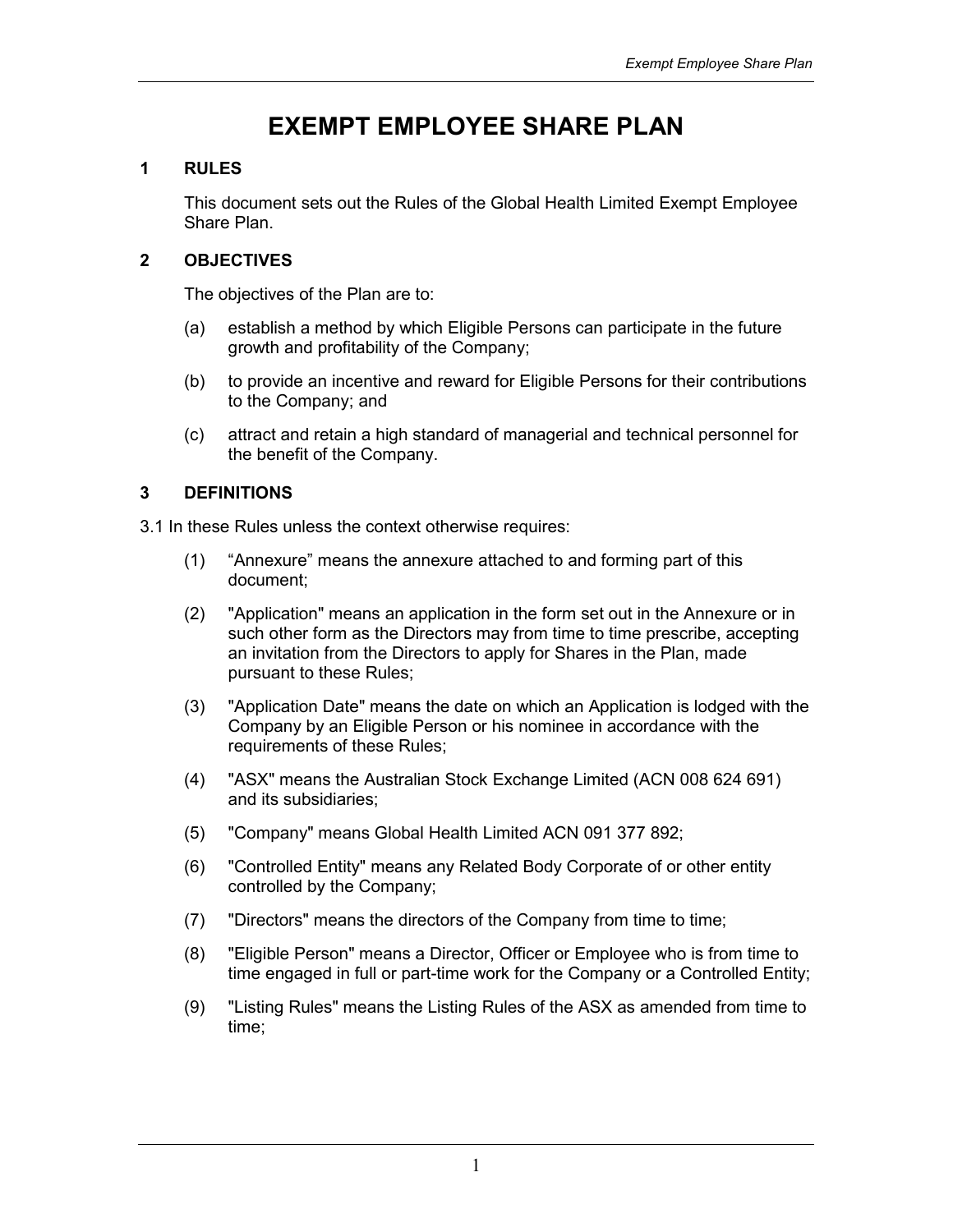# EXEMPT EMPLOYEE SHARE PLAN

## 1 RULES

This document sets out the Rules of the Global Health Limited Exempt Employee Share Plan.

## 2 OBJECTIVES

The objectives of the Plan are to:

(a) establish a method by which Eligible Persons can participate in the future growth and profitability of the Company;

(b) to provide an incentive and reward for Eligible Persons for their contributions to the Company; and

(c) attract and retain a high standard of managerial and technical personnel for the benefit of the Company.

## 3 DEFINITIONS

3.1 In these Rules unless the context otherwise requires:

(1) “Annexure” means the annexure attached to and forming part of this document;

(2) "Application" means an application in the form set out in the Annexure or in such other form as the Directors may from time to time prescribe, accepting an invitation from the Directors to apply for Shares in the Plan, made pursuant to these Rules;

(3) "Application Date" means the date on which an Application is lodged with the Company by an Eligible Person or his nominee in accordance with the requirements of these Rules;

(4) "ASX" means the Australian Stock Exchange Limited (ACN 008 624 691) and its subsidiaries;

(5) "Company" means Global Health Limited ACN 091 377 892;

(6) "Controlled Entity" means any Related Body Corporate of or other entity controlled by the Company;

(7) "Directors" means the directors of the Company from time to time;

(8) "Eligible Person" means a Director, Officer or Employee who is from time to time engaged in full or part-time work for the Company or a Controlled Entity;

(9) "Listing Rules" means the Listing Rules of the ASX as amended from time to time;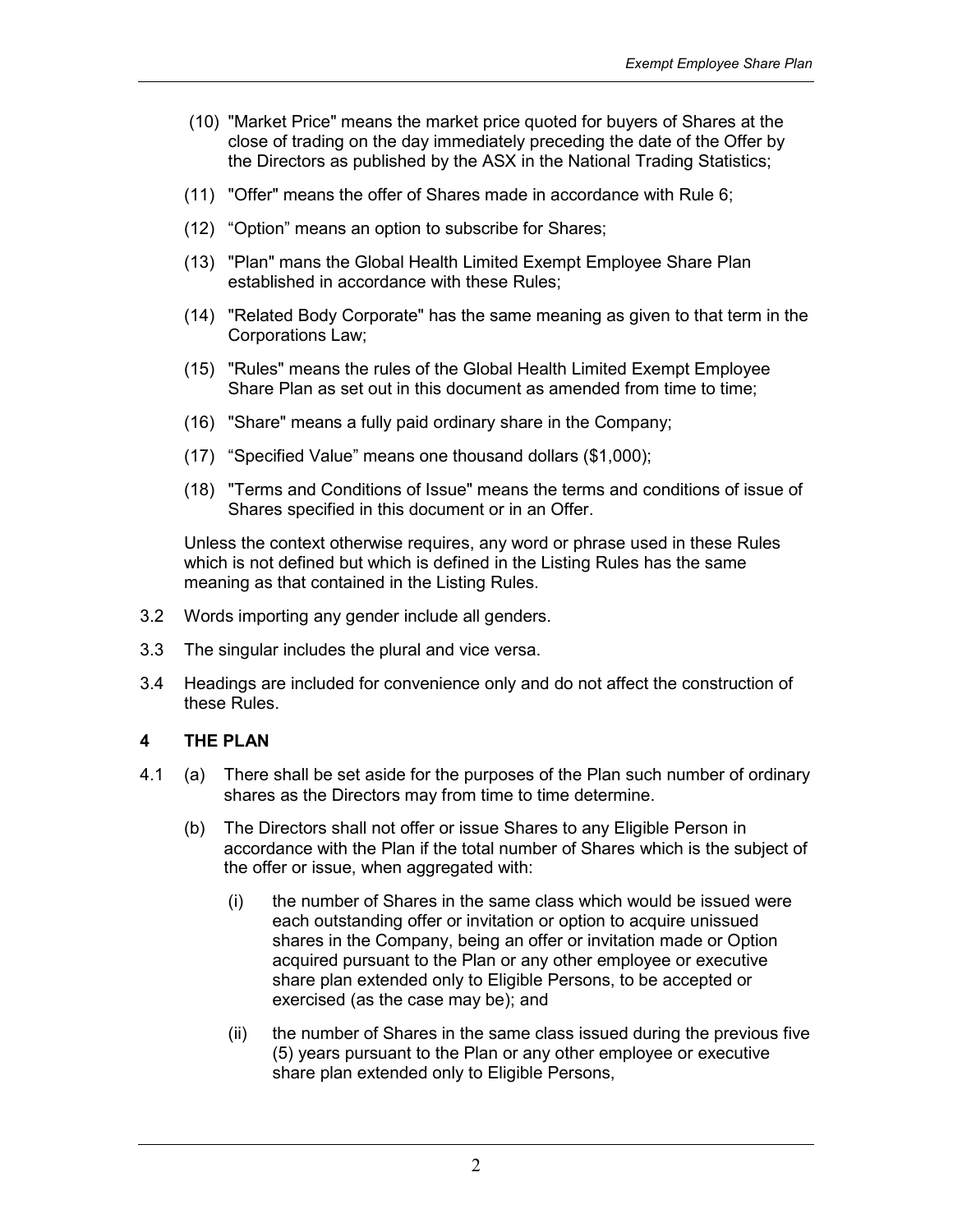(10) "Market Price" means the market price quoted for buyers of Shares at the close of trading on the day immediately preceding the date of the Offer by the Directors as published by the ASX in the National Trading Statistics;

(11) "Offer" means the offer of Shares made in accordance with Rule 6;

(12) “Option” means an option to subscribe for Shares;

(13) "Plan" mans the Global Health Limited Exempt Employee Share Plan established in accordance with these Rules;

(14) "Related Body Corporate" has the same meaning as given to that term in the Corporations Law;

(15) "Rules" means the rules of the Global Health Limited Exempt Employee Share Plan as set out in this document as amended from time to time;

(16) "Share" means a fully paid ordinary share in the Company;

(17) “Specified Value” means one thousand dollars ($1,000);

(18) "Terms and Conditions of Issue" means the terms and conditions of issue of Shares specified in this document or in an Offer.

Unless the context otherwise requires, any word or phrase used in these Rules which is not defined but which is defined in the Listing Rules has the same meaning as that contained in the Listing Rules.

3.2 Words importing any gender include all genders.

3.3 The singular includes the plural and vice versa.

3.4 Headings are included for convenience only and do not affect the construction of these Rules.

## 4 THE PLAN

4.1 (a) There shall be set aside for the purposes of the Plan such number of ordinary shares as the Directors may from time to time determine.

(b) The Directors shall not offer or issue Shares to any Eligible Person in accordance with the Plan if the total number of Shares which is the subject of the offer or issue, when aggregated with:

(i) the number of Shares in the same class which would be issued were each outstanding offer or invitation or option to acquire unissued shares in the Company, being an offer or invitation made or Option acquired pursuant to the Plan or any other employee or executive share plan extended only to Eligible Persons, to be accepted or exercised (as the case may be); and

(ii) the number of Shares in the same class issued during the previous five (5) years pursuant to the Plan or any other employee or executive share plan extended only to Eligible Persons,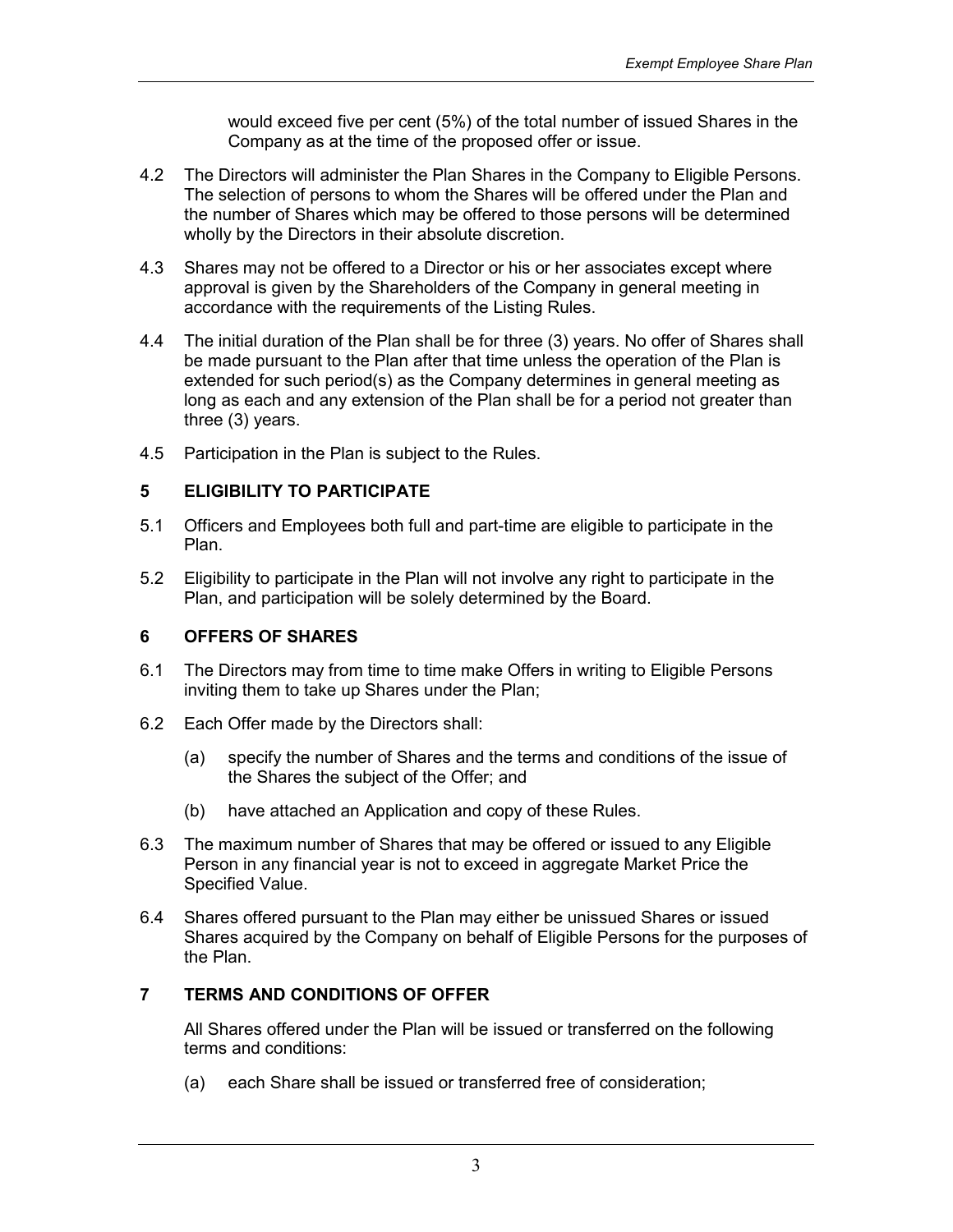would exceed five per cent (5%) of the total number of issued Shares in the Company as at the time of the proposed offer or issue.

4.2 The Directors will administer the Plan Shares in the Company to Eligible Persons. The selection of persons to whom the Shares will be offered under the Plan and the number of Shares which may be offered to those persons will be determined wholly by the Directors in their absolute discretion.

4.3 Shares may not be offered to a Director or his or her associates except where approval is given by the Shareholders of the Company in general meeting in accordance with the requirements of the Listing Rules.

4.4 The initial duration of the Plan shall be for three (3) years. No offer of Shares shall be made pursuant to the Plan after that time unless the operation of the Plan is extended for such period(s) as the Company determines in general meeting as long as each and any extension of the Plan shall be for a period not greater than three (3) years.

4.5 Participation in the Plan is subject to the Rules.

## 5 ELIGIBILITY TO PARTICIPATE

5.1 Officers and Employees both full and part-time are eligible to participate in the Plan.

5.2 Eligibility to participate in the Plan will not involve any right to participate in the Plan, and participation will be solely determined by the Board.

## 6 OFFERS OF SHARES

6.1 The Directors may from time to time make Offers in writing to Eligible Persons inviting them to take up Shares under the Plan;

6.2 Each Offer made by the Directors shall:

(a) specify the number of Shares and the terms and conditions of the issue of the Shares the subject of the Offer; and

(b) have attached an Application and copy of these Rules.

6.3 The maximum number of Shares that may be offered or issued to any Eligible Person in any financial year is not to exceed in aggregate Market Price the Specified Value.

6.4 Shares offered pursuant to the Plan may either be unissued Shares or issued Shares acquired by the Company on behalf of Eligible Persons for the purposes of the Plan.

## 7 TERMS AND CONDITIONS OF OFFER

All Shares offered under the Plan will be issued or transferred on the following terms and conditions:

(a) each Share shall be issued or transferred free of consideration;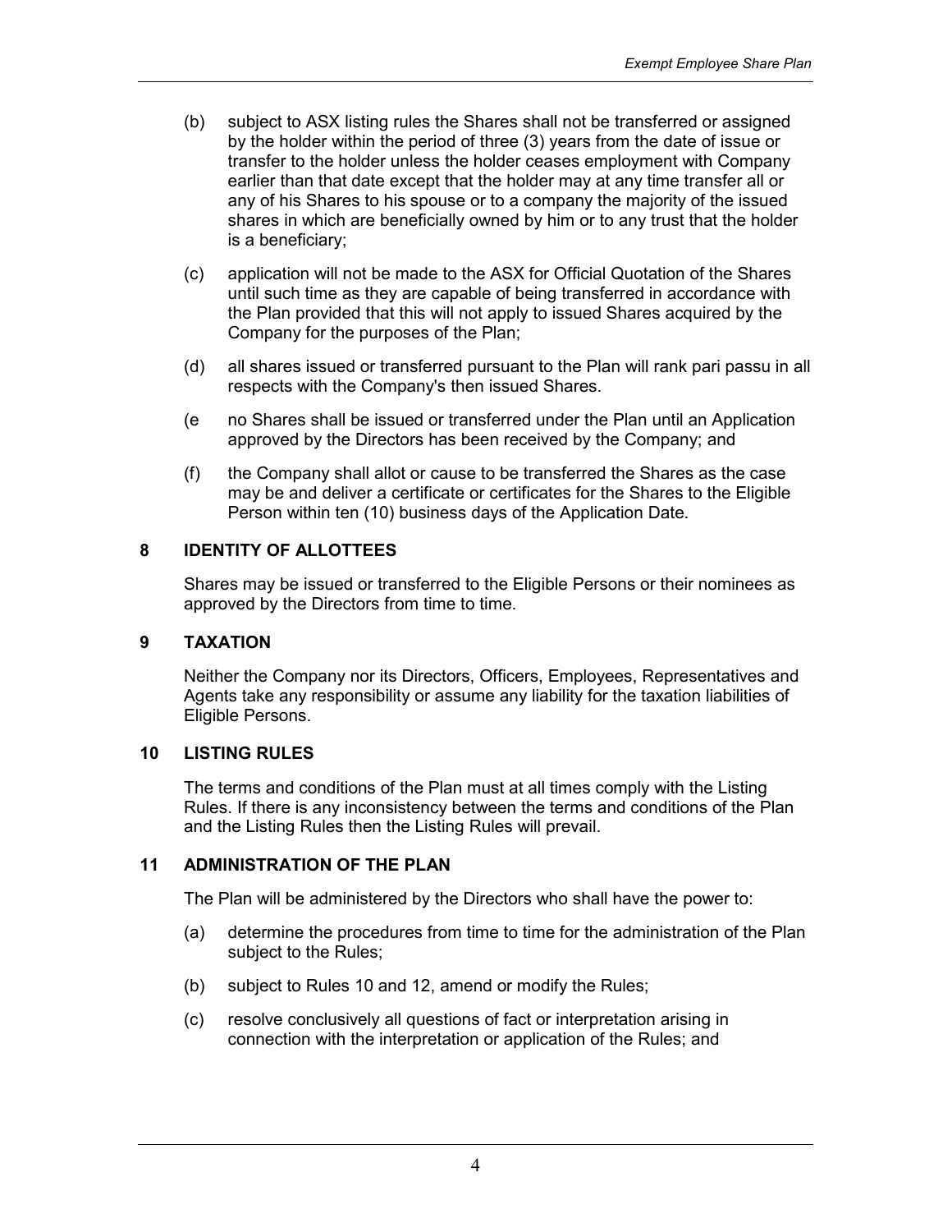(b) subject to ASX listing rules the Shares shall not be transferred or assigned by the holder within the period of three (3) years from the date of issue or transfer to the holder unless the holder ceases employment with Company earlier than that date except that the holder may at any time transfer all or any of his Shares to his spouse or to a company the majority of the issued shares in which are beneficially owned by him or to any trust that the holder is a beneficiary;

(c) application will not be made to the ASX for Official Quotation of the Shares until such time as they are capable of being transferred in accordance with the Plan provided that this will not apply to issued Shares acquired by the Company for the purposes of the Plan;

(d) all shares issued or transferred pursuant to the Plan will rank pari passu in all respects with the Company's then issued Shares.

(e no Shares shall be issued or transferred under the Plan until an Application approved by the Directors has been received by the Company; and

(f) the Company shall allot or cause to be transferred the Shares as the case may be and deliver a certificate or certificates for the Shares to the Eligible Person within ten (10) business days of the Application Date.

## 8 IDENTITY OF ALLOTTEES

Shares may be issued or transferred to the Eligible Persons or their nominees as approved by the Directors from time to time.

## 9 TAXATION

Neither the Company nor its Directors, Officers, Employees, Representatives and Agents take any responsibility or assume any liability for the taxation liabilities of Eligible Persons.

## 10 LISTING RULES

The terms and conditions of the Plan must at all times comply with the Listing Rules. If there is any inconsistency between the terms and conditions of the Plan and the Listing Rules then the Listing Rules will prevail.

## 11 ADMINISTRATION OF THE PLAN

The Plan will be administered by the Directors who shall have the power to:

(a) determine the procedures from time to time for the administration of the Plan subject to the Rules;

(b) subject to Rules 10 and 12, amend or modify the Rules;

(c) resolve conclusively all questions of fact or interpretation arising in connection with the interpretation or application of the Rules; and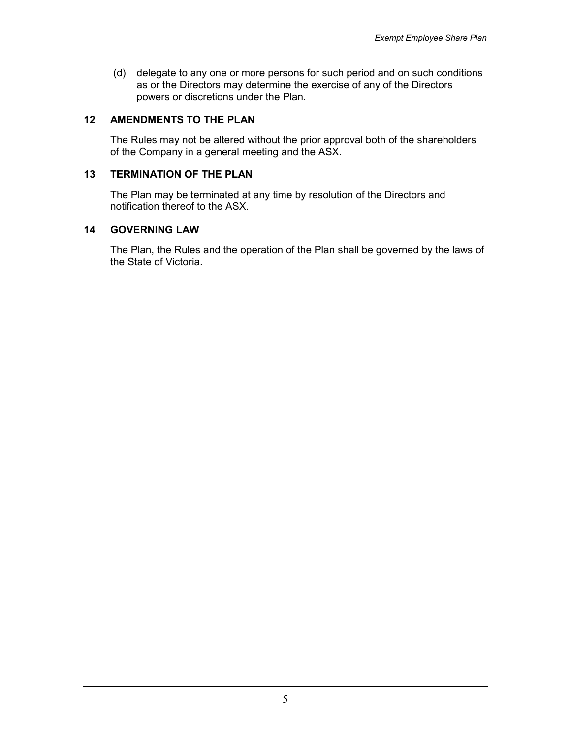(d) delegate to any one or more persons for such period and on such conditions as or the Directors may determine the exercise of any of the Directors powers or discretions under the Plan.

## 12 AMENDMENTS TO THE PLAN

The Rules may not be altered without the prior approval both of the shareholders of the Company in a general meeting and the ASX.

## 13 TERMINATION OF THE PLAN

The Plan may be terminated at any time by resolution of the Directors and notification thereof to the ASX.

## 14 GOVERNING LAW

The Plan, the Rules and the operation of the Plan shall be governed by the laws of the State of Victoria.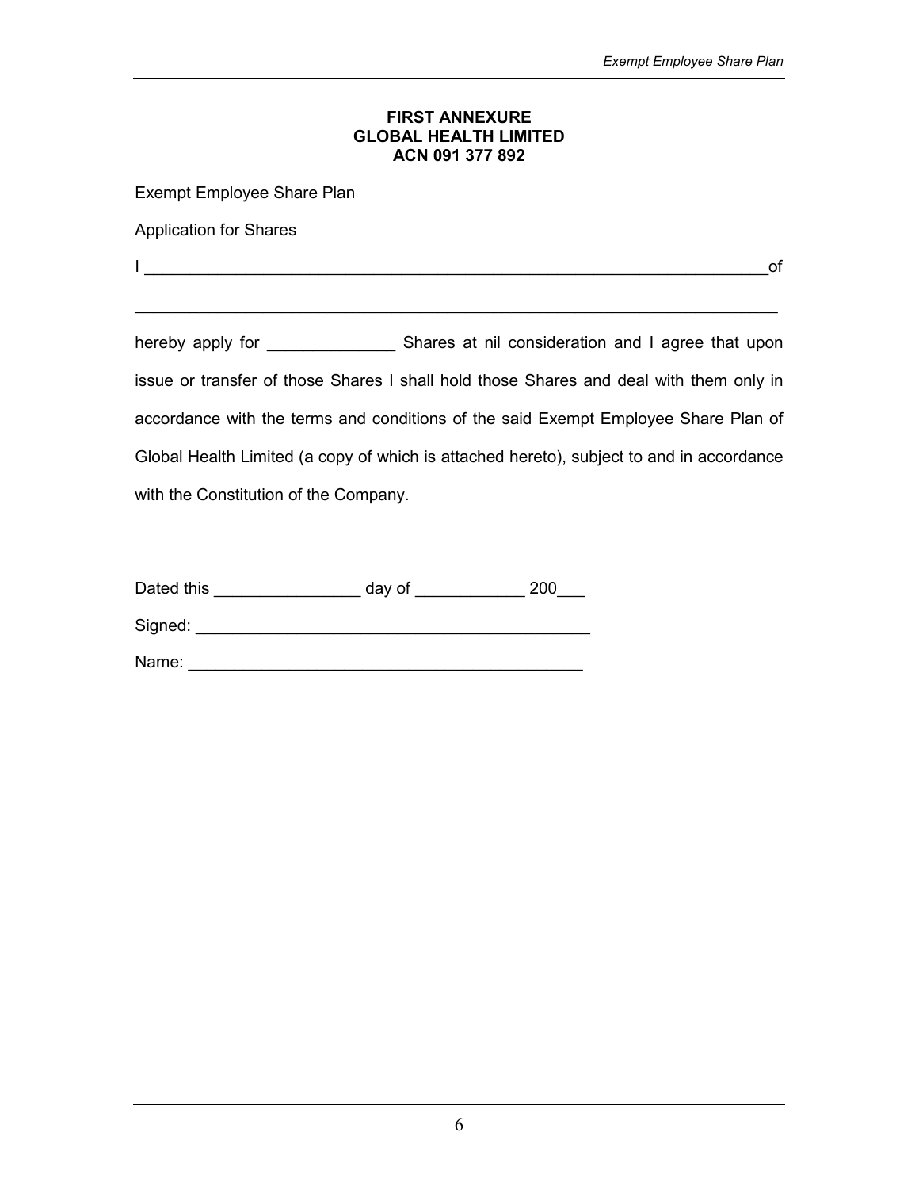**FIRST ANNEXURE**
**GLOBAL HEALTH LIMITED**
**ACN 091 377 892**

Exempt Employee Share Plan

Application for Shares

I ______________________________________________________________________of

________________________________________________________________________

hereby apply for ______________ Shares at nil consideration and I agree that upon issue or transfer of those Shares I shall hold those Shares and deal with them only in accordance with the terms and conditions of the said Exempt Employee Share Plan of Global Health Limited (a copy of which is attached hereto), subject to and in accordance with the Constitution of the Company.

Dated this ________________ day of ____________ 200___

Signed: ____________________________________________

Name: ____________________________________________